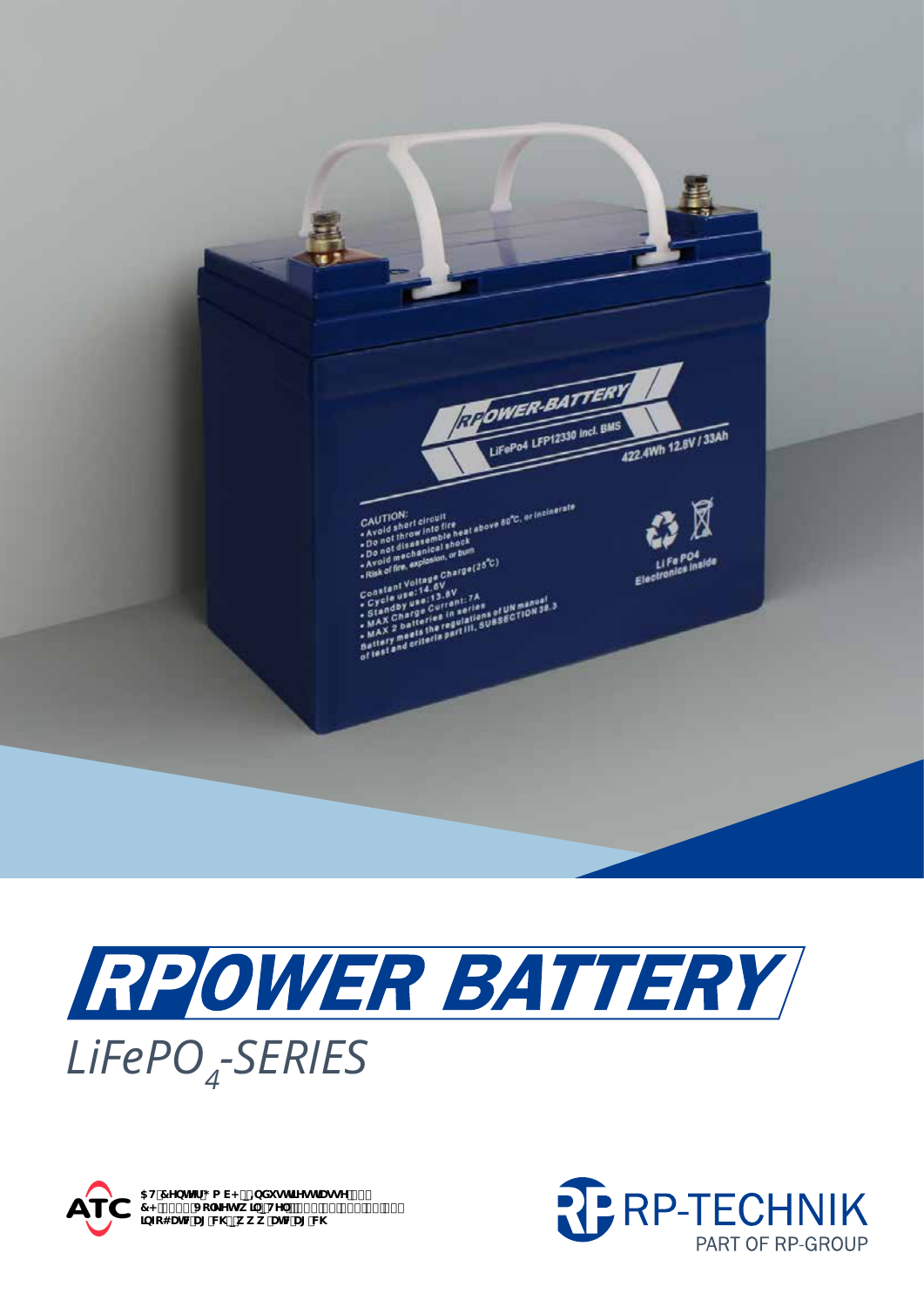# RPOWER BATTERY

*LiFePO$_4$-SERIES*

RP-TECHNIK

PART OF RP-GROUP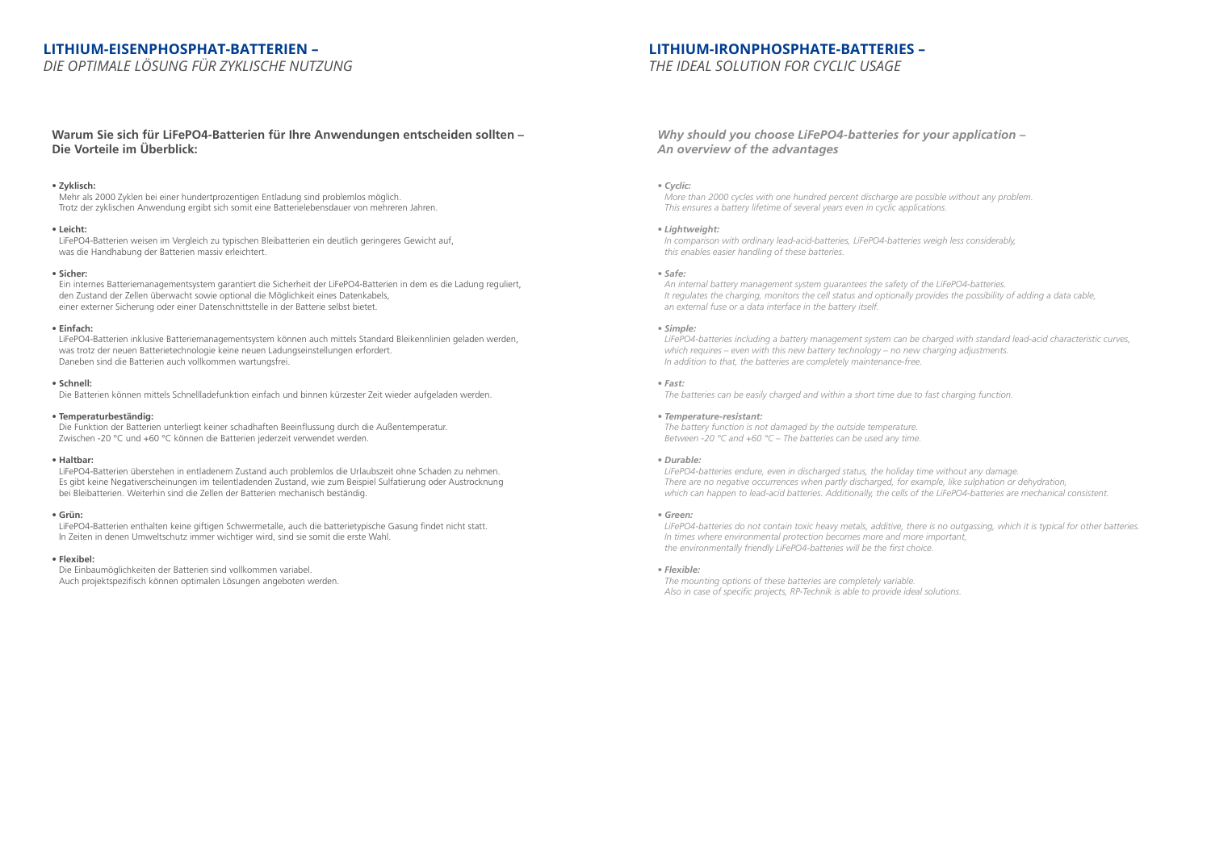## LITHIUM-EISENPHOSPHAT-BATTERIEN –

*DIE OPTIMALE LÖSUNG FÜR ZYKLISCHE NUTZUNG*

### Warum Sie sich für LiFePO4-Batterien für Ihre Anwendungen entscheiden sollten – Die Vorteile im Überblick:

- **Zyklisch:**
  Mehr als 2000 Zyklen bei einer hundertprozentigen Entladung sind problemlos möglich.
  Trotz der zyklischen Anwendung ergibt sich somit eine Batterielebensdauer von mehreren Jahren.

- **Leicht:**
  LiFePO4-Batterien weisen im Vergleich zu typischen Bleibatterien ein deutlich geringeres Gewicht auf, was die Handhabung der Batterien massiv erleichtert.

- **Sicher:**
  Ein internes Batteriemanagementsystem garantiert die Sicherheit der LiFePO4-Batterien in dem es die Ladung reguliert, den Zustand der Zellen überwacht sowie optional die Möglichkeit eines Datenkabels, einer externer Sicherung oder einer Datenschnittstelle in der Batterie selbst bietet.

- **Einfach:**
  LiFePO4-Batterien inklusive Batteriemanagementsystem können auch mittels Standard Bleikennlinien geladen werden, was trotz der neuen Batterietechnologie keine neuen Ladungseinstellungen erfordert.
  Daneben sind die Batterien auch vollkommen wartungsfrei.

- **Schnell:**
  Die Batterien können mittels Schnellladefunktion einfach und binnen kürzester Zeit wieder aufgeladen werden.

- **Temperaturbeständig:**
  Die Funktion der Batterien unterliegt keiner schadhaften Beeinflussung durch die Außentemperatur.
  Zwischen -20 °C und +60 °C können die Batterien jederzeit verwendet werden.

- **Haltbar:**
  LiFePO4-Batterien überstehen in entladenem Zustand auch problemlos die Urlaubszeit ohne Schaden zu nehmen.
  Es gibt keine Negativerscheinungen im teilentladenden Zustand, wie zum Beispiel Sulfatierung oder Austrocknung bei Bleibatterien. Weiterhin sind die Zellen der Batterien mechanisch beständig.

- **Grün:**
  LiFePO4-Batterien enthalten keine giftigen Schwermetalle, auch die batterietypische Gasung findet nicht statt.
  In Zeiten in denen Umweltschutz immer wichtiger wird, sind sie somit die erste Wahl.

- **Flexibel:**
  Die Einbaumöglichkeiten der Batterien sind vollkommen variabel.
  Auch projektspezifisch können optimalen Lösungen angeboten werden.

## LITHIUM-IRONPHOSPHATE-BATTERIES –

*THE IDEAL SOLUTION FOR CYCLIC USAGE*

### *Why should you choose LiFePO4-batteries for your application – An overview of the advantages*

- ***Cyclic:***
  *More than 2000 cycles with one hundred percent discharge are possible without any problem.*
  *This ensures a battery lifetime of several years even in cyclic applications.*

- ***Lightweight:***
  *In comparison with ordinary lead-acid-batteries, LiFePO4-batteries weigh less considerably, this enables easier handling of these batteries.*

- ***Safe:***
  *An internal battery management system guarantees the safety of the LiFePO4-batteries.*
  *It regulates the charging, monitors the cell status and optionally provides the possibility of adding a data cable, an external fuse or a data interface in the battery itself.*

- ***Simple:***
  *LiFePO4-batteries including a battery management system can be charged with standard lead-acid characteristic curves, which requires – even with this new battery technology – no new charging adjustments.*
  *In addition to that, the batteries are completely maintenance-free.*

- ***Fast:***
  *The batteries can be easily charged and within a short time due to fast charging function.*

- ***Temperature-resistant:***
  *The battery function is not damaged by the outside temperature.*
  *Between -20 °C and +60 °C – The batteries can be used any time.*

- ***Durable:***
  *LiFePO4-batteries endure, even in discharged status, the holiday time without any damage.*
  *There are no negative occurrences when partly discharged, for example, like sulphation or dehydration, which can happen to lead-acid batteries. Additionally, the cells of the LiFePO4-batteries are mechanical consistent.*

- ***Green:***
  *LiFePO4-batteries do not contain toxic heavy metals, additive, there is no outgassing, which it is typical for other batteries.*
  *In times where environmental protection becomes more and more important, the environmentally friendly LiFePO4-batteries will be the first choice.*

- ***Flexible:***
  *The mounting options of these batteries are completely variable.*
  *Also in case of specific projects, RP-Technik is able to provide ideal solutions.*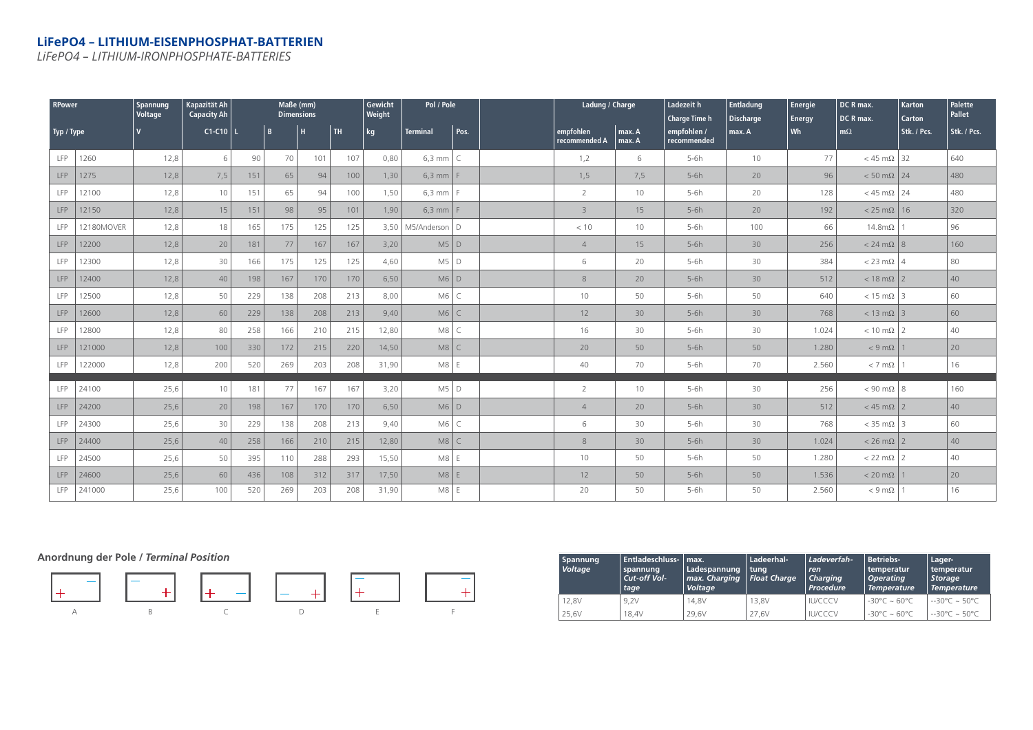## LiFePO4 – LITHIUM-EISENPHOSPHAT-BATTERIEN

*LiFePO4 – LITHIUM-IRONPHOSPHATE-BATTERIES*

| RPower | | Spannung Voltage | Kapazität Ah Capacity Ah | Maße (mm) Dimensions | | | | Gewicht Weight | Pol / Pole | | Ladung / Charge | | Ladezeit h Charge Time h | Entladung Discharge | Energie Energy | DC R max. DC R max. | Karton Carton | Palette Pallet |
|---|---|---|---|---|---|---|---|---|---|---|---|---|---|---|---|---|---|---|
| Typ / Type | | V | C1-C10 | L | B | H | TH | kg | Terminal | Pos. | empfohlen recommended A | max. A max. A | empfohlen / recommended | max. A | Wh | mΩ | Stk. / Pcs. | Stk. / Pcs. |
| LFP | 1260 | 12,8 | 6 | 90 | 70 | 101 | 107 | 0,80 | 6,3 mm | C | 1,2 | 6 | 5-6h | 10 | 77 | < 45 mΩ | 32 | 640 |
| LFP | 1275 | 12,8 | 7,5 | 151 | 65 | 94 | 100 | 1,30 | 6,3 mm | F | 1,5 | 7,5 | 5-6h | 20 | 96 | < 50 mΩ | 24 | 480 |
| LFP | 12100 | 12,8 | 10 | 151 | 65 | 94 | 100 | 1,50 | 6,3 mm | F | 2 | 10 | 5-6h | 20 | 128 | < 45 mΩ | 24 | 480 |
| LFP | 12150 | 12,8 | 15 | 151 | 98 | 95 | 101 | 1,90 | 6,3 mm | F | 3 | 15 | 5-6h | 20 | 192 | < 25 mΩ | 16 | 320 |
| LFP | 12180MOVER | 12,8 | 18 | 165 | 175 | 125 | 125 | 3,50 | M5/Anderson | D | < 10 | 10 | 5-6h | 100 | 66 | 14.8mΩ | 1 | 96 |
| LFP | 12200 | 12,8 | 20 | 181 | 77 | 167 | 167 | 3,20 | M5 | D | 4 | 15 | 5-6h | 30 | 256 | < 24 mΩ | 8 | 160 |
| LFP | 12300 | 12,8 | 30 | 166 | 175 | 125 | 125 | 4,60 | M5 | D | 6 | 20 | 5-6h | 30 | 384 | < 23 mΩ | 4 | 80 |
| LFP | 12400 | 12,8 | 40 | 198 | 167 | 170 | 170 | 6,50 | M6 | D | 8 | 20 | 5-6h | 30 | 512 | < 18 mΩ | 2 | 40 |
| LFP | 12500 | 12,8 | 50 | 229 | 138 | 208 | 213 | 8,00 | M6 | C | 10 | 50 | 5-6h | 50 | 640 | < 15 mΩ | 3 | 60 |
| LFP | 12600 | 12,8 | 60 | 229 | 138 | 208 | 213 | 9,40 | M6 | C | 12 | 30 | 5-6h | 30 | 768 | < 13 mΩ | 3 | 60 |
| LFP | 12800 | 12,8 | 80 | 258 | 166 | 210 | 215 | 12,80 | M8 | C | 16 | 30 | 5-6h | 30 | 1.024 | < 10 mΩ | 2 | 40 |
| LFP | 121000 | 12,8 | 100 | 330 | 172 | 215 | 220 | 14,50 | M8 | C | 20 | 50 | 5-6h | 50 | 1.280 | < 9 mΩ | 1 | 20 |
| LFP | 122000 | 12,8 | 200 | 520 | 269 | 203 | 208 | 31,90 | M8 | E | 40 | 70 | 5-6h | 70 | 2.560 | < 7 mΩ | 1 | 16 |
| LFP | 24100 | 25,6 | 10 | 181 | 77 | 167 | 167 | 3,20 | M5 | D | 2 | 10 | 5-6h | 30 | 256 | < 90 mΩ | 8 | 160 |
| LFP | 24200 | 25,6 | 20 | 198 | 167 | 170 | 170 | 6,50 | M6 | D | 4 | 20 | 5-6h | 30 | 512 | < 45 mΩ | 2 | 40 |
| LFP | 24300 | 25,6 | 30 | 229 | 138 | 208 | 213 | 9,40 | M6 | C | 6 | 30 | 5-6h | 30 | 768 | < 35 mΩ | 3 | 60 |
| LFP | 24400 | 25,6 | 40 | 258 | 166 | 210 | 215 | 12,80 | M8 | C | 8 | 30 | 5-6h | 30 | 1.024 | < 26 mΩ | 2 | 40 |
| LFP | 24500 | 25,6 | 50 | 395 | 110 | 288 | 293 | 15,50 | M8 | E | 10 | 50 | 5-6h | 50 | 1.280 | < 22 mΩ | 2 | 40 |
| LFP | 24600 | 25,6 | 60 | 436 | 108 | 312 | 317 | 17,50 | M8 | E | 12 | 50 | 5-6h | 50 | 1.536 | < 20 mΩ | 1 | 20 |
| LFP | 241000 | 25,6 | 100 | 520 | 269 | 203 | 208 | 31,90 | M8 | E | 20 | 50 | 5-6h | 50 | 2.560 | < 9 mΩ | 1 | 16 |

### Anordnung der Pole / *Terminal Position*

A B C D E F

| Spannung *Voltage* | Entladeschluss-spannung *Cut-off Voltage* | max. Ladespannung *max. Charging Voltage* | Ladeerhaltung *Float Charge* | *Ladeverfahren* *Charging Procedure* | Betriebs-temperatur *Operating Temperature* | Lager-temperatur *Storage Temperature* |
|---|---|---|---|---|---|---|
| 12,8V | 9,2V | 14,8V | 13,8V | IU/CCCV | -30°C ~ 60°C | --30°C ~ 50°C |
| 25,6V | 18,4V | 29,6V | 27,6V | IU/CCCV | -30°C ~ 60°C | --30°C ~ 50°C |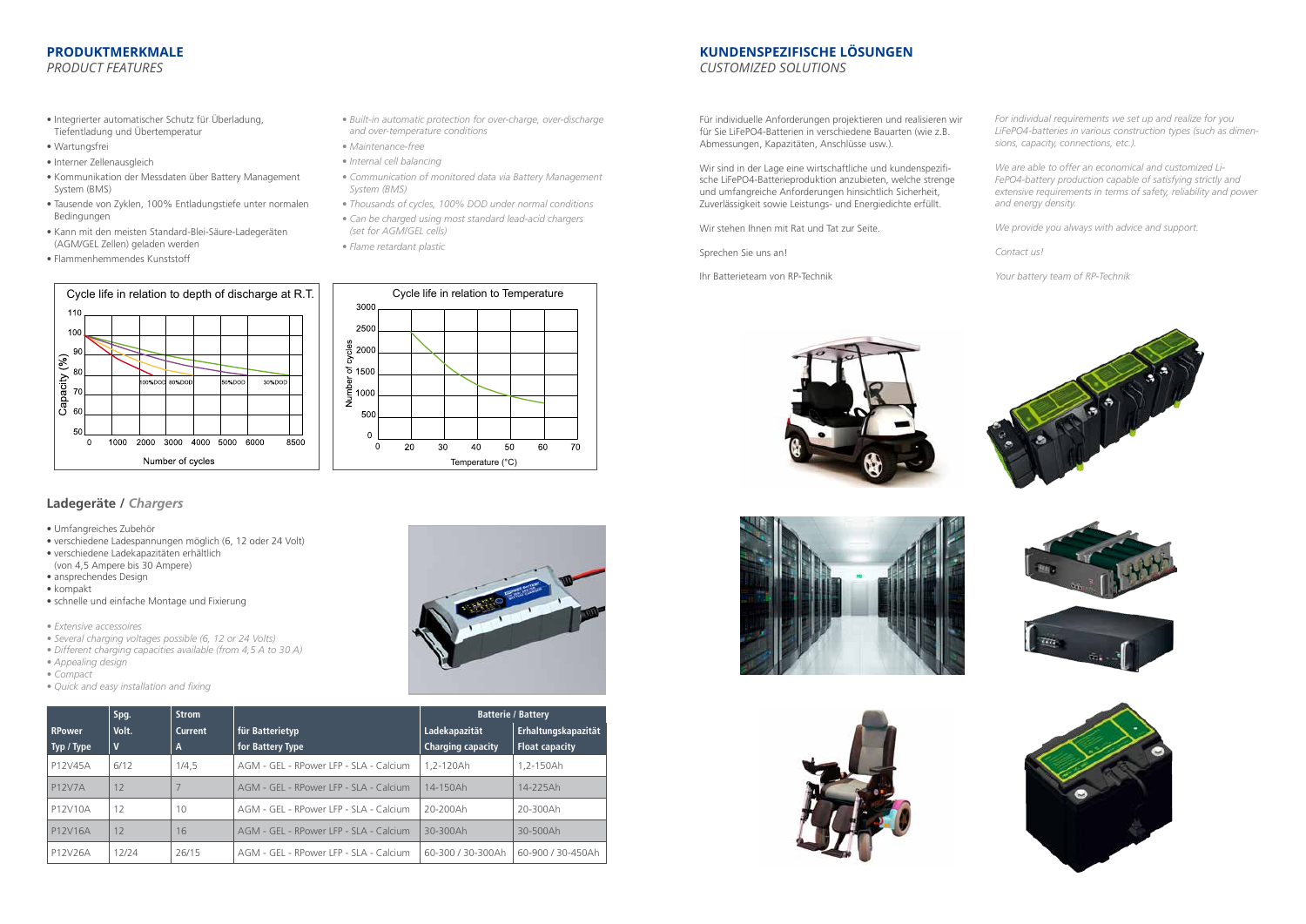## PRODUKTMERKMALE
*PRODUCT FEATURES*

- Integrierter automatischer Schutz für Überladung, Tiefentladung und Übertemperatur
- Wartungsfrei
- Interner Zellenausgleich
- Kommunikation der Messdaten über Battery Management System (BMS)
- Tausende von Zyklen, 100% Entladungstiefe unter normalen Bedingungen
- Kann mit den meisten Standard-Blei-Säure-Ladegeräten (AGM/GEL Zellen) geladen werden
- Flammenhemmendes Kunststoff

- *Built-in automatic protection for over-charge, over-discharge and over-temperature conditions*
- *Maintenance-free*
- *Internal cell balancing*
- *Communication of monitored data via Battery Management System (BMS)*
- *Thousands of cycles, 100% DOD under normal conditions*
- *Can be charged using most standard lead-acid chargers (set for AGM/GEL cells)*
- *Flame retardant plastic*

Cycle life in relation to depth of discharge at R.T.

Cycle life in relation to Temperature

## Ladegeräte / *Chargers*

- Umfangreiches Zubehör
- verschiedene Ladespannungen möglich (6, 12 oder 24 Volt)
- verschiedene Ladekapazitäten erhältlich (von 4,5 Ampere bis 30 Ampere)
- ansprechendes Design
- kompakt
- schnelle und einfache Montage und Fixierung

- *Extensive accessoires*
- *Several charging voltages possible (6, 12 or 24 Volts)*
- *Different charging capacities available (from 4,5 A to 30 A)*
- *Appealing design*
- *Compact*
- *Quick and easy installation and fixing*

| RPower Typ / Type | Spg. Volt. V | Strom Current A | für Batterietyp for Battery Type | Batterie / Battery Ladekapazität Charging capacity | Batterie / Battery Erhaltungskapazität Float capacity |
|---|---|---|---|---|---|
| P12V45A | 6/12 | 1/4,5 | AGM - GEL - RPower LFP - SLA - Calcium | 1,2-120Ah | 1,2-150Ah |
| P12V7A | 12 | 7 | AGM - GEL - RPower LFP - SLA - Calcium | 14-150Ah | 14-225Ah |
| P12V10A | 12 | 10 | AGM - GEL - RPower LFP - SLA - Calcium | 20-200Ah | 20-300Ah |
| P12V16A | 12 | 16 | AGM - GEL - RPower LFP - SLA - Calcium | 30-300Ah | 30-500Ah |
| P12V26A | 12/24 | 26/15 | AGM - GEL - RPower LFP - SLA - Calcium | 60-300 / 30-300Ah | 60-900 / 30-450Ah |

## KUNDENSPEZIFISCHE LÖSUNGEN
*CUSTOMIZED SOLUTIONS*

Für individuelle Anforderungen projektieren und realisieren wir für Sie LiFePO4-Batterien in verschiedene Bauarten (wie z.B. Abmessungen, Kapazitäten, Anschlüsse usw.).

Wir sind in der Lage eine wirtschaftliche und kundenspezifische LiFePO4-Batterieproduktion anzubieten, welche strenge und umfangreiche Anforderungen hinsichtlich Sicherheit, Zuverlässigkeit sowie Leistungs- und Energiedichte erfüllt.

Wir stehen Ihnen mit Rat und Tat zur Seite.

Sprechen Sie uns an!

Ihr Batterieteam von RP-Technik

*For individual requirements we set up and realize for you LiFePO4-batteries in various construction types (such as dimensions, capacity, connections, etc.).*

*We are able to offer an economical and customized LiFePO4-battery production capable of satisfying strictly and extensive requirements in terms of safety, reliability and power and energy density.*

*We provide you always with advice and support.*

*Contact us!*

*Your battery team of RP-Technik*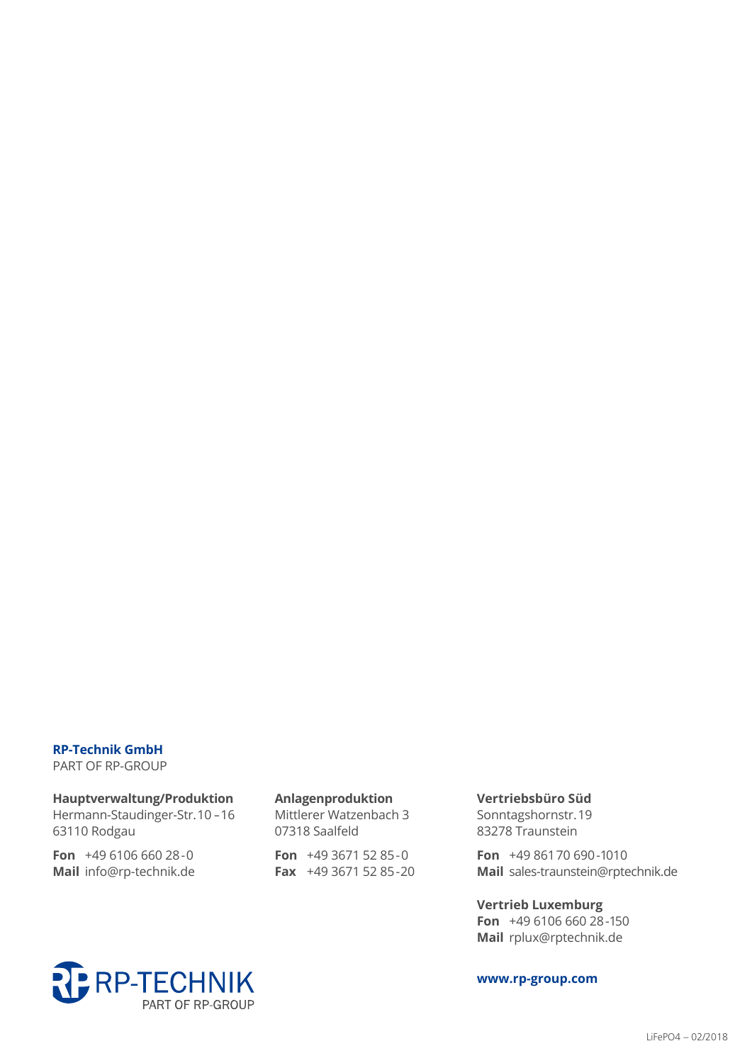**RP-Technik GmbH**
PART OF RP-GROUP

**Hauptverwaltung/Produktion**
Hermann-Staudinger-Str. 10 – 16
63110 Rodgau

**Fon** +49 6106 660 28-0
**Mail** info@rp-technik.de

**Anlagenproduktion**
Mittlerer Watzenbach 3
07318 Saalfeld

**Fon** +49 3671 52 85-0
**Fax** +49 3671 52 85-20

**Vertriebsbüro Süd**
Sonntagshornstr. 19
83278 Traunstein

**Fon** +49 861 70 690-1010
**Mail** sales-traunstein@rptechnik.de

**Vertrieb Luxemburg**
**Fon** +49 6106 660 28-150
**Mail** rplux@rptechnik.de

**www.rp-group.com**

RP-TECHNIK
PART OF RP-GROUP

LiFePO4 – 02/2018